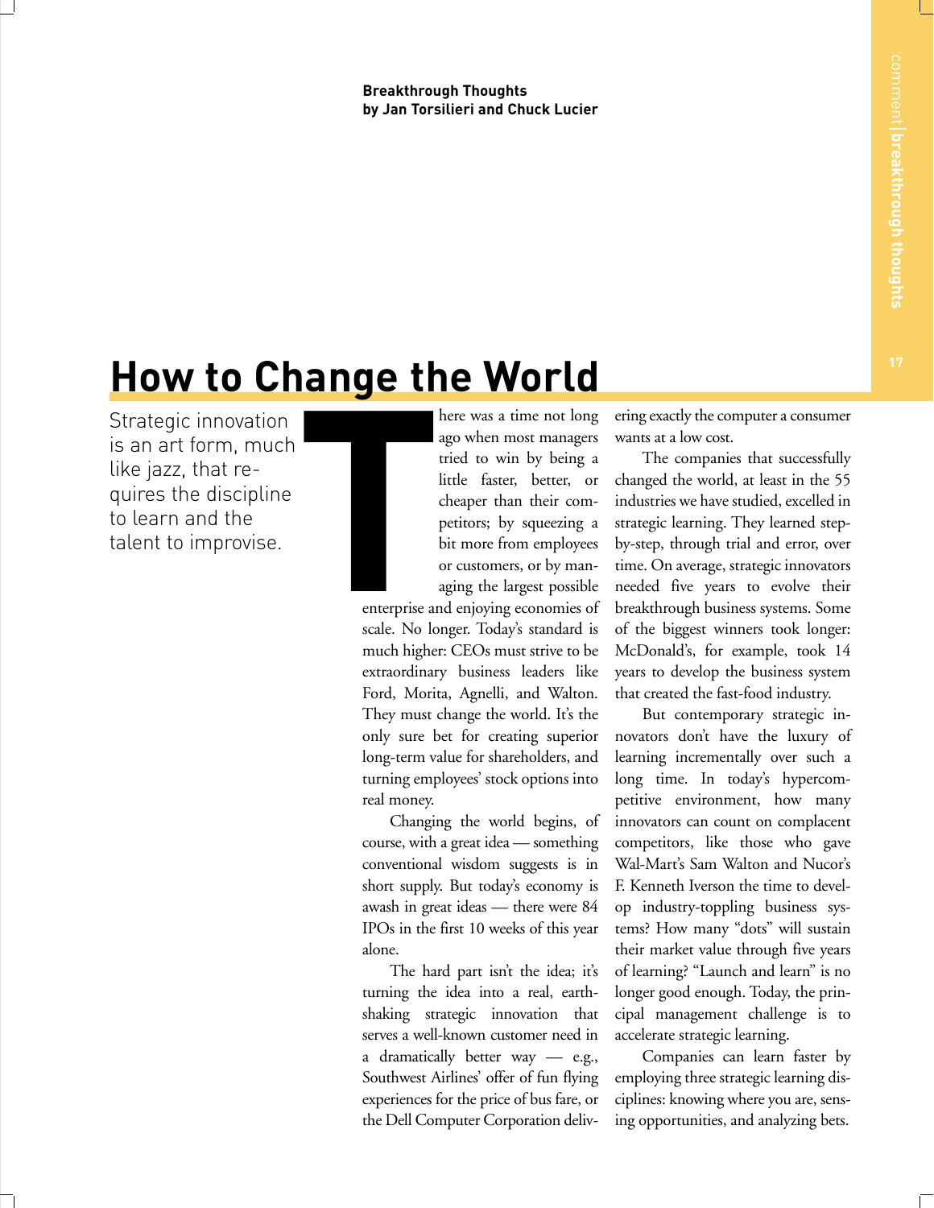**Breakthrough Thoughts**
**by Jan Torsilieri and Chuck Lucier**

# How to Change the World

Strategic innovation is an art form, much like jazz, that requires the discipline to learn and the talent to improvise.

There was a time not long ago when most managers tried to win by being a little faster, better, or cheaper than their competitors; by squeezing a bit more from employees or customers, or by managing the largest possible enterprise and enjoying economies of scale. No longer. Today's standard is much higher: CEOs must strive to be extraordinary business leaders like Ford, Morita, Agnelli, and Walton. They must change the world. It's the only sure bet for creating superior long-term value for shareholders, and turning employees' stock options into real money.

Changing the world begins, of course, with a great idea — something conventional wisdom suggests is in short supply. But today's economy is awash in great ideas — there were 84 IPOs in the first 10 weeks of this year alone.

The hard part isn't the idea; it's turning the idea into a real, earth-shaking strategic innovation that serves a well-known customer need in a dramatically better way — e.g., Southwest Airlines' offer of fun flying experiences for the price of bus fare, or the Dell Computer Corporation delivering exactly the computer a consumer wants at a low cost.

The companies that successfully changed the world, at least in the 55 industries we have studied, excelled in strategic learning. They learned step-by-step, through trial and error, over time. On average, strategic innovators needed five years to evolve their breakthrough business systems. Some of the biggest winners took longer: McDonald's, for example, took 14 years to develop the business system that created the fast-food industry.

But contemporary strategic innovators don't have the luxury of learning incrementally over such a long time. In today's hypercompetitive environment, how many innovators can count on complacent competitors, like those who gave Wal-Mart's Sam Walton and Nucor's F. Kenneth Iverson the time to develop industry-toppling business systems? How many "dots" will sustain their market value through five years of learning? "Launch and learn" is no longer good enough. Today, the principal management challenge is to accelerate strategic learning.

Companies can learn faster by employing three strategic learning disciplines: knowing where you are, sensing opportunities, and analyzing bets.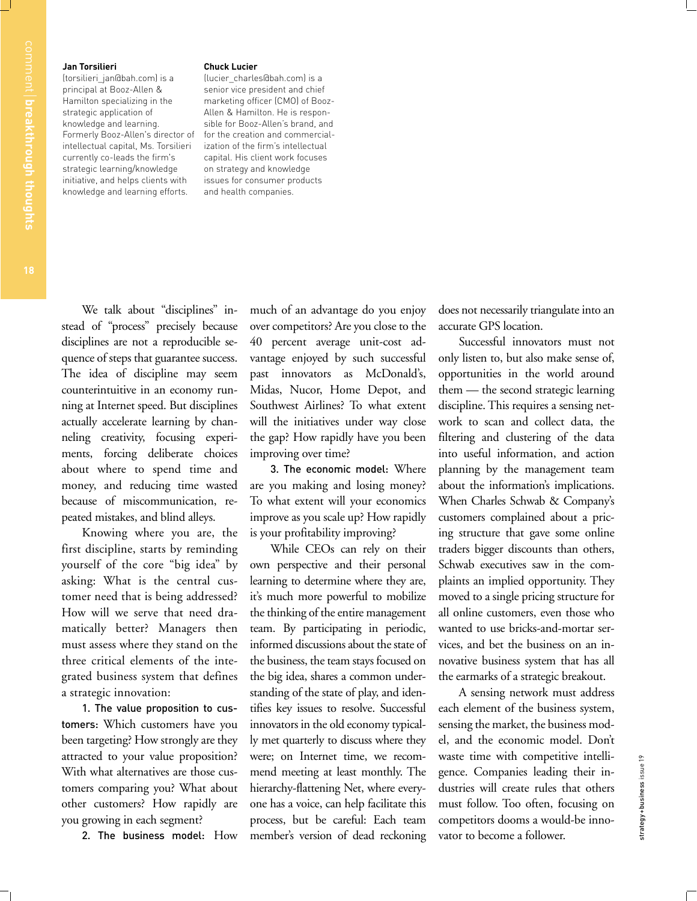**Jan Torsilieri**
(torsilieri_jan@bah.com) is a principal at Booz-Allen & Hamilton specializing in the strategic application of knowledge and learning. Formerly Booz-Allen's director of intellectual capital, Ms. Torsilieri currently co-leads the firm's strategic learning/knowledge initiative, and helps clients with knowledge and learning efforts.

**Chuck Lucier**
(lucier_charles@bah.com) is a senior vice president and chief marketing officer (CMO) of Booz-Allen & Hamilton. He is responsible for Booz-Allen's brand, and for the creation and commercialization of the firm's intellectual capital. His client work focuses on strategy and knowledge issues for consumer products and health companies.

We talk about "disciplines" instead of "process" precisely because disciplines are not a reproducible sequence of steps that guarantee success. The idea of discipline may seem counterintuitive in an economy running at Internet speed. But disciplines actually accelerate learning by channeling creativity, focusing experiments, forcing deliberate choices about where to spend time and money, and reducing time wasted because of miscommunication, repeated mistakes, and blind alleys.

Knowing where you are, the first discipline, starts by reminding yourself of the core "big idea" by asking: What is the central customer need that is being addressed? How will we serve that need dramatically better? Managers then must assess where they stand on the three critical elements of the integrated business system that defines a strategic innovation:

1. The value proposition to customers: Which customers have you been targeting? How strongly are they attracted to your value proposition? With what alternatives are those customers comparing you? What about other customers? How rapidly are you growing in each segment?

2. The business model: How much of an advantage do you enjoy over competitors? Are you close to the 40 percent average unit-cost advantage enjoyed by such successful past innovators as McDonald's, Midas, Nucor, Home Depot, and Southwest Airlines? To what extent will the initiatives under way close the gap? How rapidly have you been improving over time?

3. The economic model: Where are you making and losing money? To what extent will your economics improve as you scale up? How rapidly is your profitability improving?

While CEOs can rely on their own perspective and their personal learning to determine where they are, it's much more powerful to mobilize the thinking of the entire management team. By participating in periodic, informed discussions about the state of the business, the team stays focused on the big idea, shares a common understanding of the state of play, and identifies key issues to resolve. Successful innovators in the old economy typically met quarterly to discuss where they were; on Internet time, we recommend meeting at least monthly. The hierarchy-flattening Net, where everyone has a voice, can help facilitate this process, but be careful: Each team member's version of dead reckoning does not necessarily triangulate into an accurate GPS location.

Successful innovators must not only listen to, but also make sense of, opportunities in the world around them — the second strategic learning discipline. This requires a sensing network to scan and collect data, the filtering and clustering of the data into useful information, and action planning by the management team about the information's implications. When Charles Schwab & Company's customers complained about a pricing structure that gave some online traders bigger discounts than others, Schwab executives saw in the complaints an implied opportunity. They moved to a single pricing structure for all online customers, even those who wanted to use bricks-and-mortar services, and bet the business on an innovative business system that has all the earmarks of a strategic breakout.

A sensing network must address each element of the business system, sensing the market, the business model, and the economic model. Don't waste time with competitive intelligence. Companies leading their industries will create rules that others must follow. Too often, focusing on competitors dooms a would-be innovator to become a follower.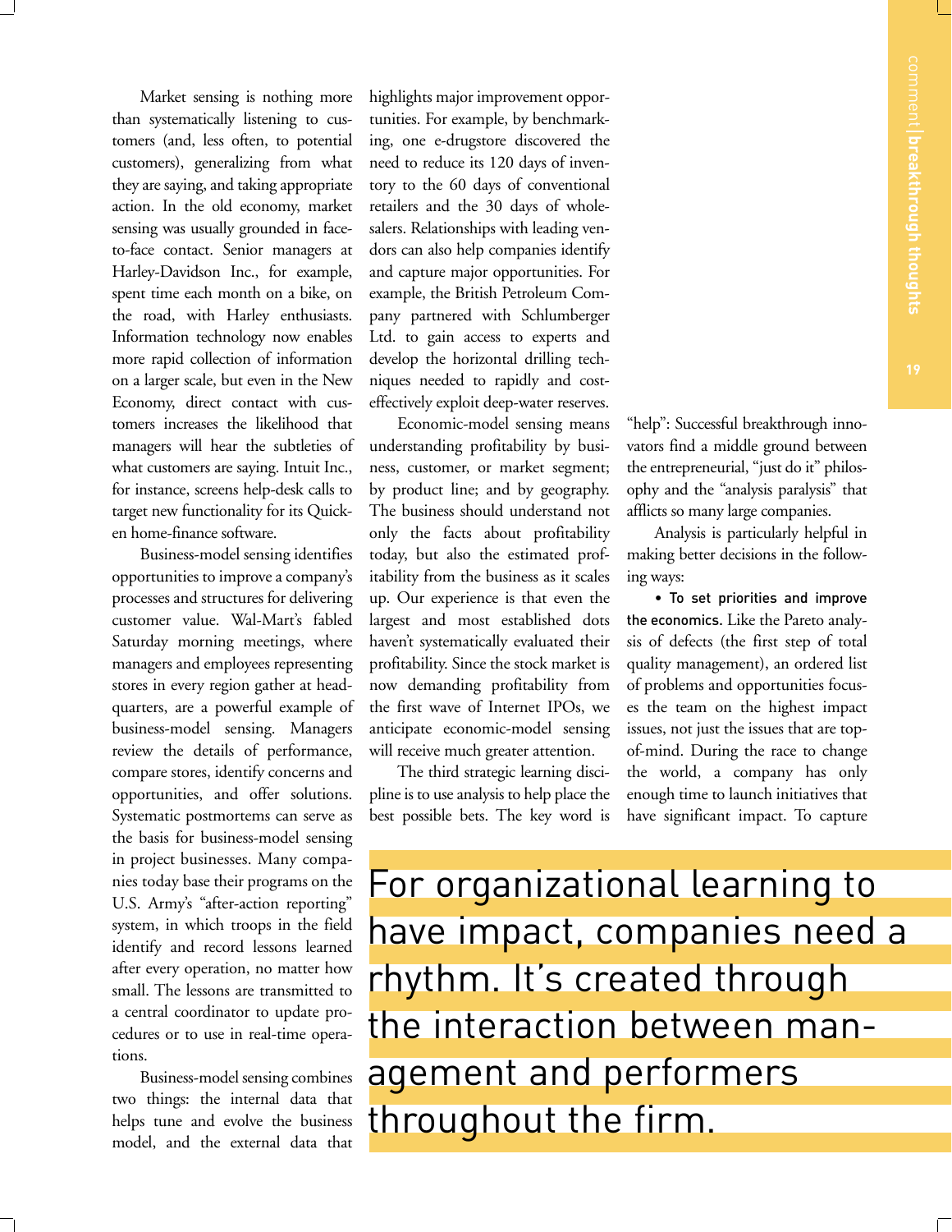Market sensing is nothing more than systematically listening to customers (and, less often, to potential customers), generalizing from what they are saying, and taking appropriate action. In the old economy, market sensing was usually grounded in face-to-face contact. Senior managers at Harley-Davidson Inc., for example, spent time each month on a bike, on the road, with Harley enthusiasts. Information technology now enables more rapid collection of information on a larger scale, but even in the New Economy, direct contact with customers increases the likelihood that managers will hear the subtleties of what customers are saying. Intuit Inc., for instance, screens help-desk calls to target new functionality for its Quicken home-finance software.

Business-model sensing identifies opportunities to improve a company's processes and structures for delivering customer value. Wal-Mart's fabled Saturday morning meetings, where managers and employees representing stores in every region gather at headquarters, are a powerful example of business-model sensing. Managers review the details of performance, compare stores, identify concerns and opportunities, and offer solutions. Systematic postmortems can serve as the basis for business-model sensing in project businesses. Many companies today base their programs on the U.S. Army's "after-action reporting" system, in which troops in the field identify and record lessons learned after every operation, no matter how small. The lessons are transmitted to a central coordinator to update procedures or to use in real-time operations.

Business-model sensing combines two things: the internal data that helps tune and evolve the business model, and the external data that highlights major improvement opportunities. For example, by benchmarking, one e-drugstore discovered the need to reduce its 120 days of inventory to the 60 days of conventional retailers and the 30 days of wholesalers. Relationships with leading vendors can also help companies identify and capture major opportunities. For example, the British Petroleum Company partnered with Schlumberger Ltd. to gain access to experts and develop the horizontal drilling techniques needed to rapidly and cost-effectively exploit deep-water reserves.

Economic-model sensing means understanding profitability by business, customer, or market segment; by product line; and by geography. The business should understand not only the facts about profitability today, but also the estimated profitability from the business as it scales up. Our experience is that even the largest and most established dots haven't systematically evaluated their profitability. Since the stock market is now demanding profitability from the first wave of Internet IPOs, we anticipate economic-model sensing will receive much greater attention.

The third strategic learning discipline is to use analysis to help place the best possible bets. The key word is "help": Successful breakthrough innovators find a middle ground between the entrepreneurial, "just do it" philosophy and the "analysis paralysis" that afflicts so many large companies.

Analysis is particularly helpful in making better decisions in the following ways:

• **To set priorities and improve the economics.** Like the Pareto analysis of defects (the first step of total quality management), an ordered list of problems and opportunities focuses the team on the highest impact issues, not just the issues that are top-of-mind. During the race to change the world, a company has only enough time to launch initiatives that have significant impact. To capture

> For organizational learning to have impact, companies need a rhythm. It's created through the interaction between management and performers throughout the firm.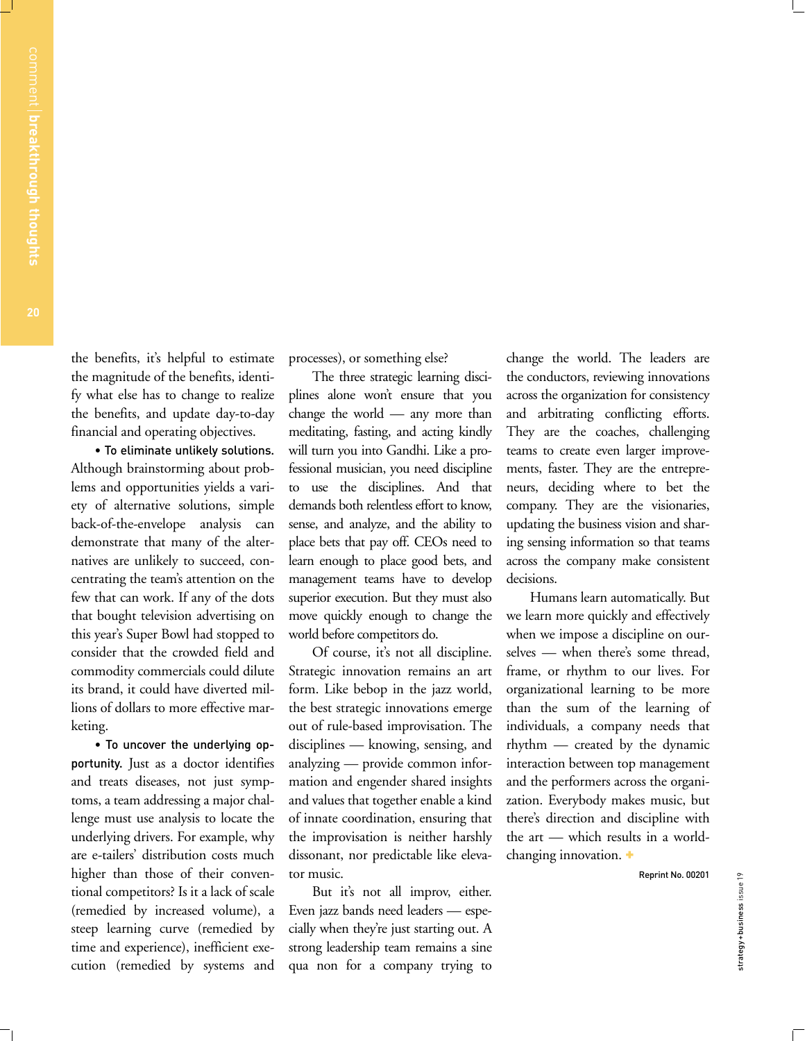the benefits, it's helpful to estimate the magnitude of the benefits, identify what else has to change to realize the benefits, and update day-to-day financial and operating objectives.

• **To eliminate unlikely solutions.** Although brainstorming about problems and opportunities yields a variety of alternative solutions, simple back-of-the-envelope analysis can demonstrate that many of the alternatives are unlikely to succeed, concentrating the team's attention on the few that can work. If any of the dots that bought television advertising on this year's Super Bowl had stopped to consider that the crowded field and commodity commercials could dilute its brand, it could have diverted millions of dollars to more effective marketing.

• **To uncover the underlying opportunity.** Just as a doctor identifies and treats diseases, not just symptoms, a team addressing a major challenge must use analysis to locate the underlying drivers. For example, why are e-tailers' distribution costs much higher than those of their conventional competitors? Is it a lack of scale (remedied by increased volume), a steep learning curve (remedied by time and experience), inefficient execution (remedied by systems and processes), or something else?

The three strategic learning disciplines alone won't ensure that you change the world — any more than meditating, fasting, and acting kindly will turn you into Gandhi. Like a professional musician, you need discipline to use the disciplines. And that demands both relentless effort to know, sense, and analyze, and the ability to place bets that pay off. CEOs need to learn enough to place good bets, and management teams have to develop superior execution. But they must also move quickly enough to change the world before competitors do.

Of course, it's not all discipline. Strategic innovation remains an art form. Like bebop in the jazz world, the best strategic innovations emerge out of rule-based improvisation. The disciplines — knowing, sensing, and analyzing — provide common information and engender shared insights and values that together enable a kind of innate coordination, ensuring that the improvisation is neither harshly dissonant, nor predictable like elevator music.

But it's not all improv, either. Even jazz bands need leaders — especially when they're just starting out. A strong leadership team remains a sine qua non for a company trying to change the world. The leaders are the conductors, reviewing innovations across the organization for consistency and arbitrating conflicting efforts. They are the coaches, challenging teams to create even larger improvements, faster. They are the entrepreneurs, deciding where to bet the company. They are the visionaries, updating the business vision and sharing sensing information so that teams across the company make consistent decisions.

Humans learn automatically. But we learn more quickly and effectively when we impose a discipline on ourselves — when there's some thread, frame, or rhythm to our lives. For organizational learning to be more than the sum of the learning of individuals, a company needs that rhythm — created by the dynamic interaction between top management and the performers across the organization. Everybody makes music, but there's direction and discipline with the art — which results in a world-changing innovation. +

Reprint No. 00201